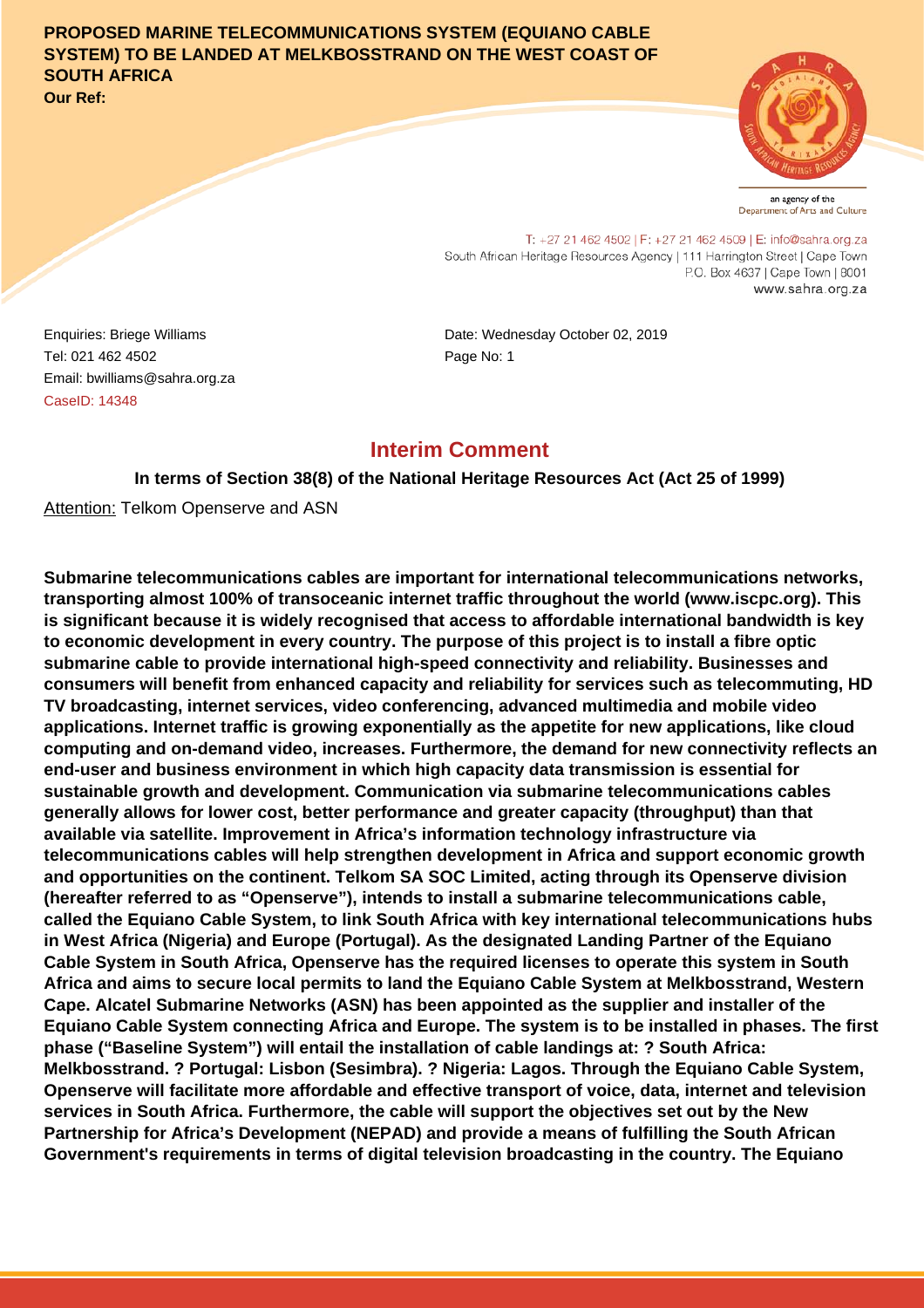**PROPOSED MARINE TELECOMMUNICATIONS SYSTEM (EQUIANO CABLE SYSTEM) TO BE LANDED AT MELKBOSSTRAND ON THE WEST COAST OF SOUTH AFRICA**

**Our Ref:**

an agency of the Department of Arts and Culture

T: +27 21 462 4502 | F: +27 21 462 4509 | E: info@sahra.org.za
South African Heritage Resources Agency | 111 Harrington Street | Cape Town
P.O. Box 4637 | Cape Town | 8001
www.sahra.org.za

Enquiries: Briege Williams
Tel: 021 462 4502
Email: bwilliams@sahra.org.za
CaseID: 14348

Date: Wednesday October 02, 2019
Page No: 1

## Interim Comment

**In terms of Section 38(8) of the National Heritage Resources Act (Act 25 of 1999)**

Attention: Telkom Openserve and ASN

**Submarine telecommunications cables are important for international telecommunications networks, transporting almost 100% of transoceanic internet traffic throughout the world (www.iscpc.org). This is significant because it is widely recognised that access to affordable international bandwidth is key to economic development in every country. The purpose of this project is to install a fibre optic submarine cable to provide international high-speed connectivity and reliability. Businesses and consumers will benefit from enhanced capacity and reliability for services such as telecommuting, HD TV broadcasting, internet services, video conferencing, advanced multimedia and mobile video applications. Internet traffic is growing exponentially as the appetite for new applications, like cloud computing and on-demand video, increases. Furthermore, the demand for new connectivity reflects an end-user and business environment in which high capacity data transmission is essential for sustainable growth and development. Communication via submarine telecommunications cables generally allows for lower cost, better performance and greater capacity (throughput) than that available via satellite. Improvement in Africa's information technology infrastructure via telecommunications cables will help strengthen development in Africa and support economic growth and opportunities on the continent. Telkom SA SOC Limited, acting through its Openserve division (hereafter referred to as "Openserve"), intends to install a submarine telecommunications cable, called the Equiano Cable System, to link South Africa with key international telecommunications hubs in West Africa (Nigeria) and Europe (Portugal). As the designated Landing Partner of the Equiano Cable System in South Africa, Openserve has the required licenses to operate this system in South Africa and aims to secure local permits to land the Equiano Cable System at Melkbosstrand, Western Cape. Alcatel Submarine Networks (ASN) has been appointed as the supplier and installer of the Equiano Cable System connecting Africa and Europe. The system is to be installed in phases. The first phase ("Baseline System") will entail the installation of cable landings at: ? South Africa: Melkbosstrand. ? Portugal: Lisbon (Sesimbra). ? Nigeria: Lagos. Through the Equiano Cable System, Openserve will facilitate more affordable and effective transport of voice, data, internet and television services in South Africa. Furthermore, the cable will support the objectives set out by the New Partnership for Africa's Development (NEPAD) and provide a means of fulfilling the South African Government's requirements in terms of digital television broadcasting in the country. The Equiano**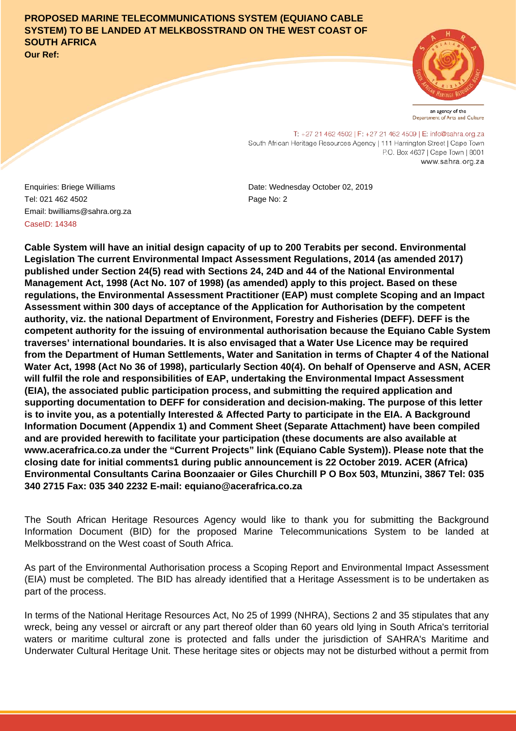**PROPOSED MARINE TELECOMMUNICATIONS SYSTEM (EQUIANO CABLE SYSTEM) TO BE LANDED AT MELKBOSSTRAND ON THE WEST COAST OF SOUTH AFRICA**
**Our Ref:**

Enquiries: Briege Williams
Tel: 021 462 4502
Email: bwilliams@sahra.org.za
CaseID: 14348

Date: Wednesday October 02, 2019
Page No: 2

**Cable System will have an initial design capacity of up to 200 Terabits per second. Environmental Legislation The current Environmental Impact Assessment Regulations, 2014 (as amended 2017) published under Section 24(5) read with Sections 24, 24D and 44 of the National Environmental Management Act, 1998 (Act No. 107 of 1998) (as amended) apply to this project. Based on these regulations, the Environmental Assessment Practitioner (EAP) must complete Scoping and an Impact Assessment within 300 days of acceptance of the Application for Authorisation by the competent authority, viz. the national Department of Environment, Forestry and Fisheries (DEFF). DEFF is the competent authority for the issuing of environmental authorisation because the Equiano Cable System traverses' international boundaries. It is also envisaged that a Water Use Licence may be required from the Department of Human Settlements, Water and Sanitation in terms of Chapter 4 of the National Water Act, 1998 (Act No 36 of 1998), particularly Section 40(4). On behalf of Openserve and ASN, ACER will fulfil the role and responsibilities of EAP, undertaking the Environmental Impact Assessment (EIA), the associated public participation process, and submitting the required application and supporting documentation to DEFF for consideration and decision-making. The purpose of this letter is to invite you, as a potentially Interested & Affected Party to participate in the EIA. A Background Information Document (Appendix 1) and Comment Sheet (Separate Attachment) have been compiled and are provided herewith to facilitate your participation (these documents are also available at www.acerafrica.co.za under the "Current Projects" link (Equiano Cable System)). Please note that the closing date for initial comments1 during public announcement is 22 October 2019. ACER (Africa) Environmental Consultants Carina Boonzaaier or Giles Churchill P O Box 503, Mtunzini, 3867 Tel: 035 340 2715 Fax: 035 340 2232 E-mail: equiano@acerafrica.co.za**

The South African Heritage Resources Agency would like to thank you for submitting the Background Information Document (BID) for the proposed Marine Telecommunications System to be landed at Melkbosstrand on the West coast of South Africa.

As part of the Environmental Authorisation process a Scoping Report and Environmental Impact Assessment (EIA) must be completed. The BID has already identified that a Heritage Assessment is to be undertaken as part of the process.

In terms of the National Heritage Resources Act, No 25 of 1999 (NHRA), Sections 2 and 35 stipulates that any wreck, being any vessel or aircraft or any part thereof older than 60 years old lying in South Africa's territorial waters or maritime cultural zone is protected and falls under the jurisdiction of SAHRA's Maritime and Underwater Cultural Heritage Unit. These heritage sites or objects may not be disturbed without a permit from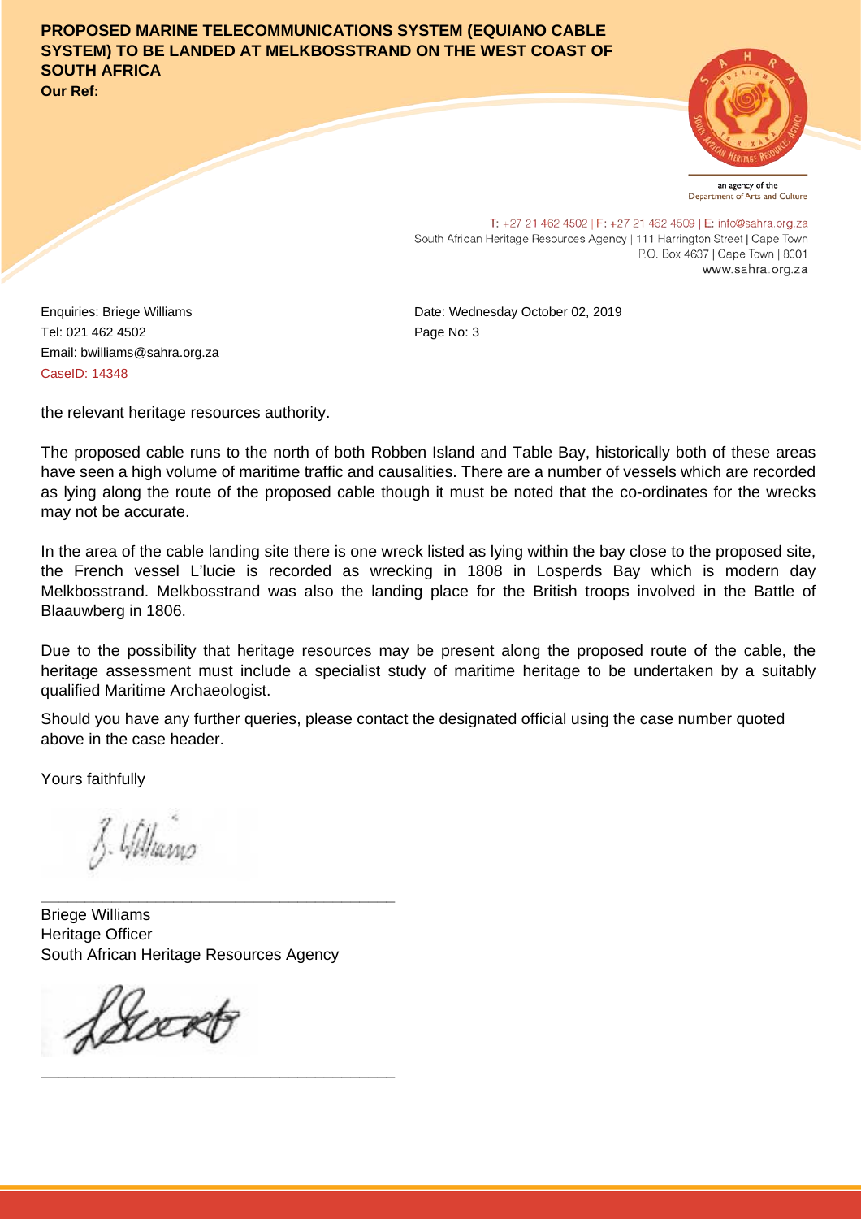**PROPOSED MARINE TELECOMMUNICATIONS SYSTEM (EQUIANO CABLE SYSTEM) TO BE LANDED AT MELKBOSSTRAND ON THE WEST COAST OF SOUTH AFRICA**

**Our Ref:**

an agency of the Department of Arts and Culture

T: +27 21 462 4502 | F: +27 21 462 4509 | E: info@sahra.org.za
South African Heritage Resources Agency | 111 Harrington Street | Cape Town
P.O. Box 4637 | Cape Town | 8001
www.sahra.org.za

Enquiries: Briege Williams
Tel: 021 462 4502
Email: bwilliams@sahra.org.za
CaseID: 14348

Date: Wednesday October 02, 2019
Page No: 3

the relevant heritage resources authority.

The proposed cable runs to the north of both Robben Island and Table Bay, historically both of these areas have seen a high volume of maritime traffic and causalities. There are a number of vessels which are recorded as lying along the route of the proposed cable though it must be noted that the co-ordinates for the wrecks may not be accurate.

In the area of the cable landing site there is one wreck listed as lying within the bay close to the proposed site, the French vessel L'lucie is recorded as wrecking in 1808 in Losperds Bay which is modern day Melkbosstrand. Melkbosstrand was also the landing place for the British troops involved in the Battle of Blaauwberg in 1806.

Due to the possibility that heritage resources may be present along the proposed route of the cable, the heritage assessment must include a specialist study of maritime heritage to be undertaken by a suitably qualified Maritime Archaeologist.

Should you have any further queries, please contact the designated official using the case number quoted above in the case header.

Yours faithfully

Briege Williams
Heritage Officer
South African Heritage Resources Agency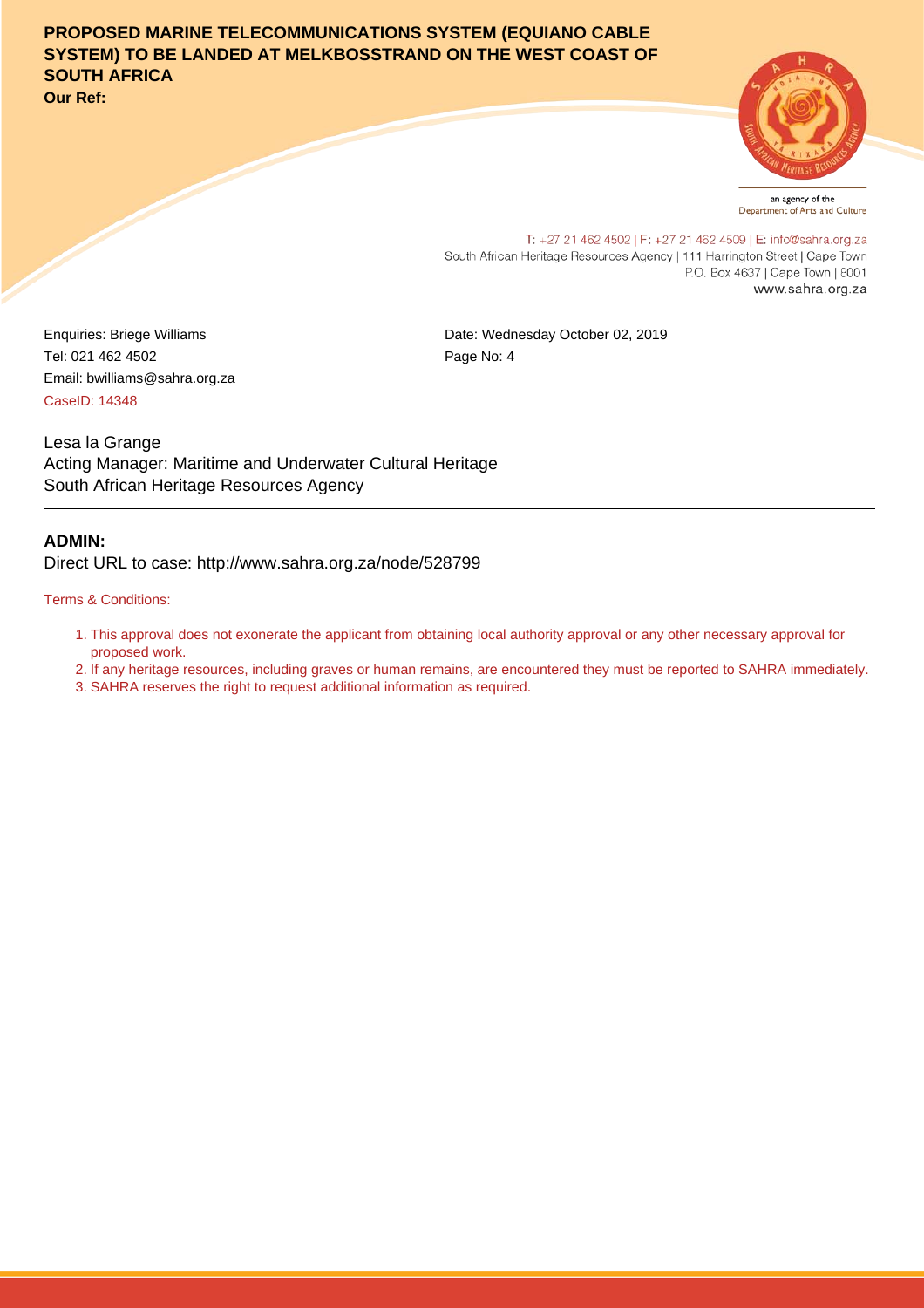Lesa la Grange
Acting Manager: Maritime and Underwater Cultural Heritage
South African Heritage Resources Agency

---

**ADMIN:**

Direct URL to case: http://www.sahra.org.za/node/528799

Terms & Conditions:

1. This approval does not exonerate the applicant from obtaining local authority approval or any other necessary approval for proposed work.
2. If any heritage resources, including graves or human remains, are encountered they must be reported to SAHRA immediately.
3. SAHRA reserves the right to request additional information as required.